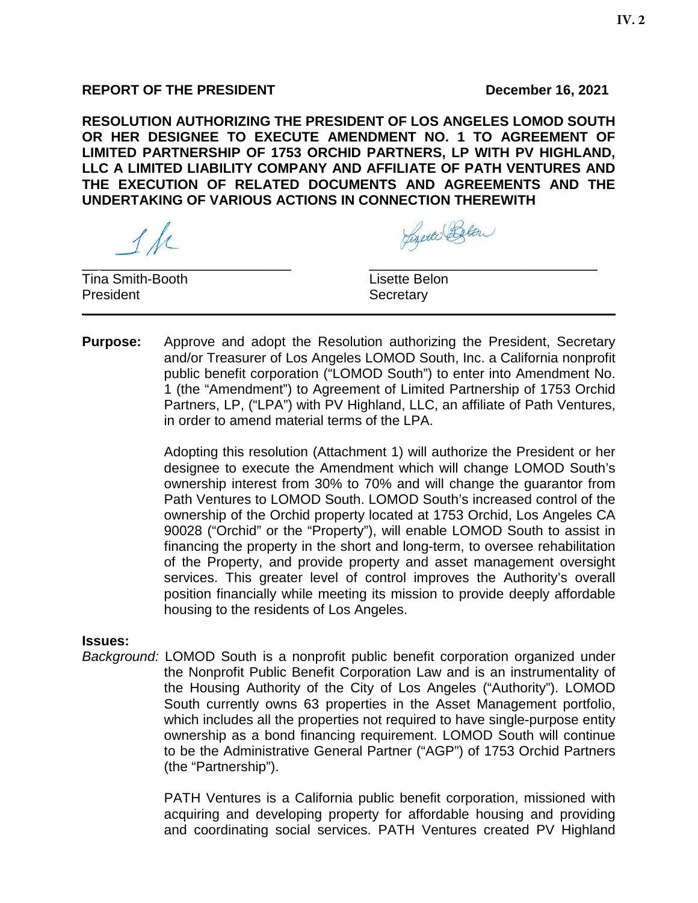**REPORT OF THE PRESIDENT** **December 16, 2021**

**RESOLUTION AUTHORIZING THE PRESIDENT OF LOS ANGELES LOMOD SOUTH OR HER DESIGNEE TO EXECUTE AMENDMENT NO. 1 TO AGREEMENT OF LIMITED PARTNERSHIP OF 1753 ORCHID PARTNERS, LP WITH PV HIGHLAND, LLC A LIMITED LIABILITY COMPANY AND AFFILIATE OF PATH VENTURES AND THE EXECUTION OF RELATED DOCUMENTS AND AGREEMENTS AND THE UNDERTAKING OF VARIOUS ACTIONS IN CONNECTION THEREWITH**

\_\_\_\_\_\_\_\_\_\_\_\_\_\_\_\_\_\_\_\_\_\_\_\_\_\_\_\_
Tina Smith-Booth
President

\_\_\_\_\_\_\_\_\_\_\_\_\_\_\_\_\_\_\_\_\_\_\_\_\_\_\_\_
Lisette Belon
Secretary

---

**Purpose:** Approve and adopt the Resolution authorizing the President, Secretary and/or Treasurer of Los Angeles LOMOD South, Inc. a California nonprofit public benefit corporation ("LOMOD South") to enter into Amendment No. 1 (the "Amendment") to Agreement of Limited Partnership of 1753 Orchid Partners, LP, ("LPA") with PV Highland, LLC, an affiliate of Path Ventures, in order to amend material terms of the LPA.

Adopting this resolution (Attachment 1) will authorize the President or her designee to execute the Amendment which will change LOMOD South's ownership interest from 30% to 70% and will change the guarantor from Path Ventures to LOMOD South. LOMOD South's increased control of the ownership of the Orchid property located at 1753 Orchid, Los Angeles CA 90028 ("Orchid" or the "Property"), will enable LOMOD South to assist in financing the property in the short and long-term, to oversee rehabilitation of the Property, and provide property and asset management oversight services. This greater level of control improves the Authority's overall position financially while meeting its mission to provide deeply affordable housing to the residents of Los Angeles.

**Issues:**

*Background:* LOMOD South is a nonprofit public benefit corporation organized under the Nonprofit Public Benefit Corporation Law and is an instrumentality of the Housing Authority of the City of Los Angeles ("Authority"). LOMOD South currently owns 63 properties in the Asset Management portfolio, which includes all the properties not required to have single-purpose entity ownership as a bond financing requirement. LOMOD South will continue to be the Administrative General Partner ("AGP") of 1753 Orchid Partners (the "Partnership").

PATH Ventures is a California public benefit corporation, missioned with acquiring and developing property for affordable housing and providing and coordinating social services. PATH Ventures created PV Highland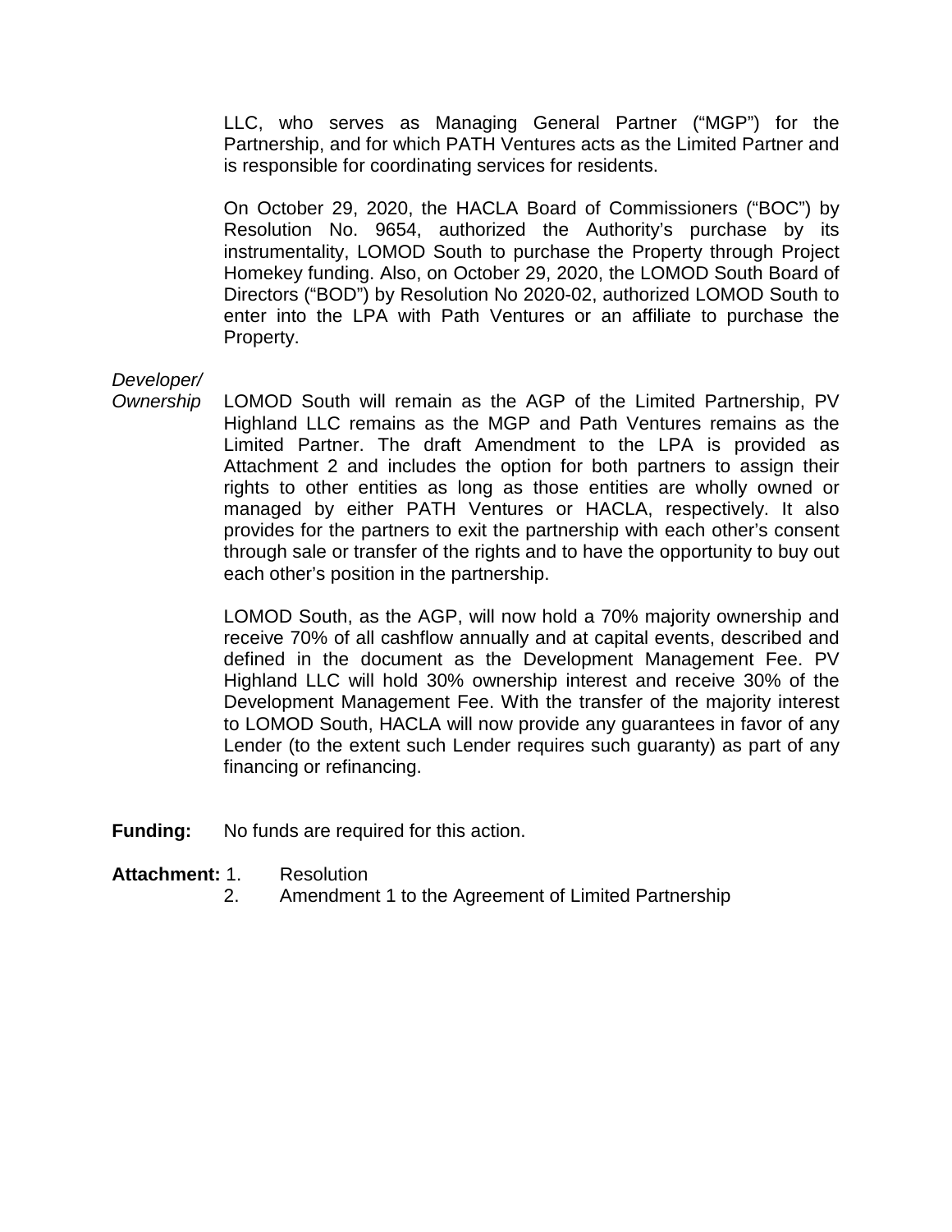LLC, who serves as Managing General Partner ("MGP") for the Partnership, and for which PATH Ventures acts as the Limited Partner and is responsible for coordinating services for residents.

On October 29, 2020, the HACLA Board of Commissioners ("BOC") by Resolution No. 9654, authorized the Authority's purchase by its instrumentality, LOMOD South to purchase the Property through Project Homekey funding. Also, on October 29, 2020, the LOMOD South Board of Directors ("BOD") by Resolution No 2020-02, authorized LOMOD South to enter into the LPA with Path Ventures or an affiliate to purchase the Property.

*Developer/ Ownership*

LOMOD South will remain as the AGP of the Limited Partnership, PV Highland LLC remains as the MGP and Path Ventures remains as the Limited Partner. The draft Amendment to the LPA is provided as Attachment 2 and includes the option for both partners to assign their rights to other entities as long as those entities are wholly owned or managed by either PATH Ventures or HACLA, respectively. It also provides for the partners to exit the partnership with each other's consent through sale or transfer of the rights and to have the opportunity to buy out each other's position in the partnership.

LOMOD South, as the AGP, will now hold a 70% majority ownership and receive 70% of all cashflow annually and at capital events, described and defined in the document as the Development Management Fee. PV Highland LLC will hold 30% ownership interest and receive 30% of the Development Management Fee. With the transfer of the majority interest to LOMOD South, HACLA will now provide any guarantees in favor of any Lender (to the extent such Lender requires such guaranty) as part of any financing or refinancing.

**Funding:** No funds are required for this action.

**Attachment:**

1. Resolution
2. Amendment 1 to the Agreement of Limited Partnership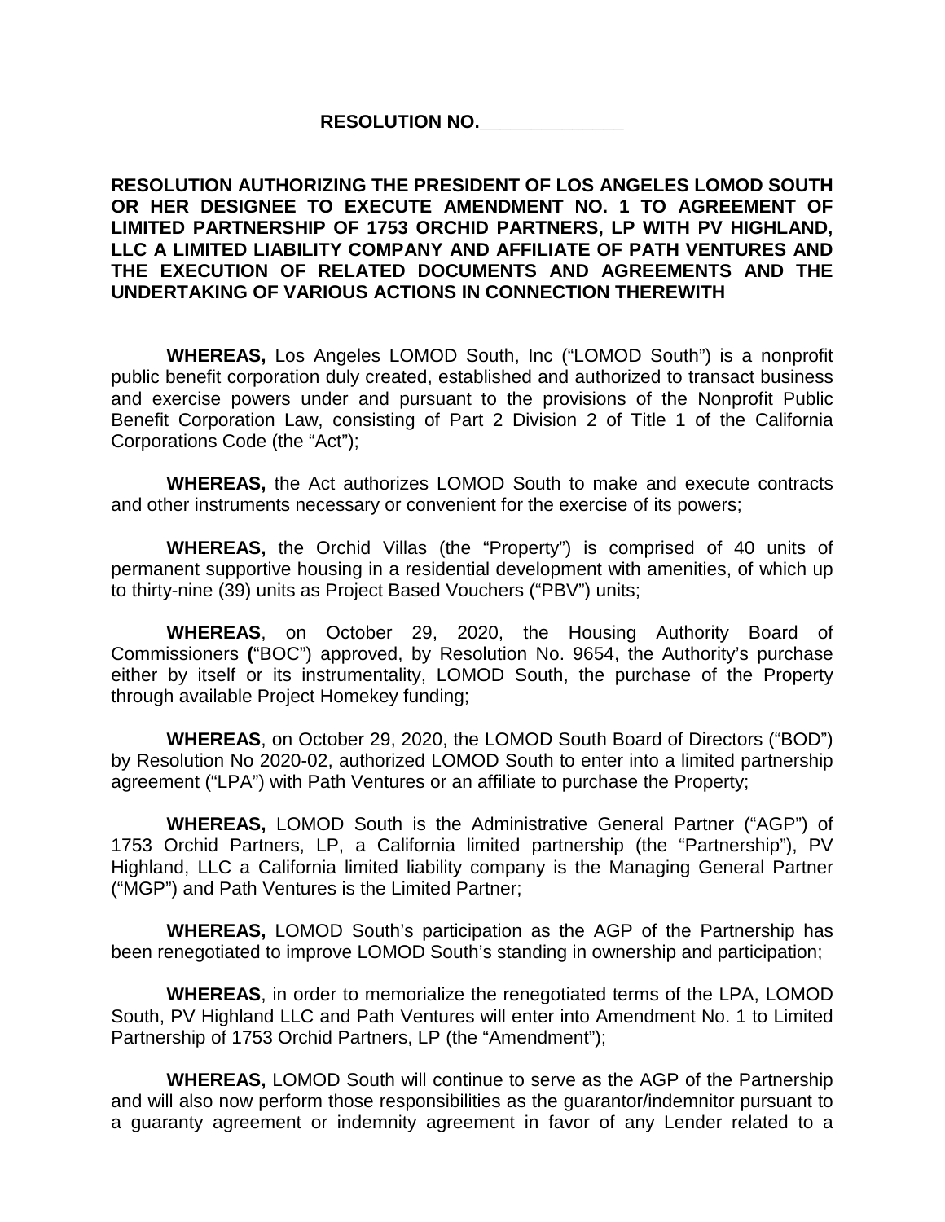**RESOLUTION NO.______________**

**RESOLUTION AUTHORIZING THE PRESIDENT OF LOS ANGELES LOMOD SOUTH OR HER DESIGNEE TO EXECUTE AMENDMENT NO. 1 TO AGREEMENT OF LIMITED PARTNERSHIP OF 1753 ORCHID PARTNERS, LP WITH PV HIGHLAND, LLC A LIMITED LIABILITY COMPANY AND AFFILIATE OF PATH VENTURES AND THE EXECUTION OF RELATED DOCUMENTS AND AGREEMENTS AND THE UNDERTAKING OF VARIOUS ACTIONS IN CONNECTION THEREWITH**

**WHEREAS,** Los Angeles LOMOD South, Inc ("LOMOD South") is a nonprofit public benefit corporation duly created, established and authorized to transact business and exercise powers under and pursuant to the provisions of the Nonprofit Public Benefit Corporation Law, consisting of Part 2 Division 2 of Title 1 of the California Corporations Code (the "Act");

**WHEREAS,** the Act authorizes LOMOD South to make and execute contracts and other instruments necessary or convenient for the exercise of its powers;

**WHEREAS,** the Orchid Villas (the "Property") is comprised of 40 units of permanent supportive housing in a residential development with amenities, of which up to thirty-nine (39) units as Project Based Vouchers ("PBV") units;

**WHEREAS**, on October 29, 2020, the Housing Authority Board of Commissioners **(**"BOC") approved, by Resolution No. 9654, the Authority's purchase either by itself or its instrumentality, LOMOD South, the purchase of the Property through available Project Homekey funding;

**WHEREAS**, on October 29, 2020, the LOMOD South Board of Directors ("BOD") by Resolution No 2020-02, authorized LOMOD South to enter into a limited partnership agreement ("LPA") with Path Ventures or an affiliate to purchase the Property;

**WHEREAS,** LOMOD South is the Administrative General Partner ("AGP") of 1753 Orchid Partners, LP, a California limited partnership (the "Partnership"), PV Highland, LLC a California limited liability company is the Managing General Partner ("MGP") and Path Ventures is the Limited Partner;

**WHEREAS,** LOMOD South's participation as the AGP of the Partnership has been renegotiated to improve LOMOD South's standing in ownership and participation;

**WHEREAS**, in order to memorialize the renegotiated terms of the LPA, LOMOD South, PV Highland LLC and Path Ventures will enter into Amendment No. 1 to Limited Partnership of 1753 Orchid Partners, LP (the "Amendment");

**WHEREAS,** LOMOD South will continue to serve as the AGP of the Partnership and will also now perform those responsibilities as the guarantor/indemnitor pursuant to a guaranty agreement or indemnity agreement in favor of any Lender related to a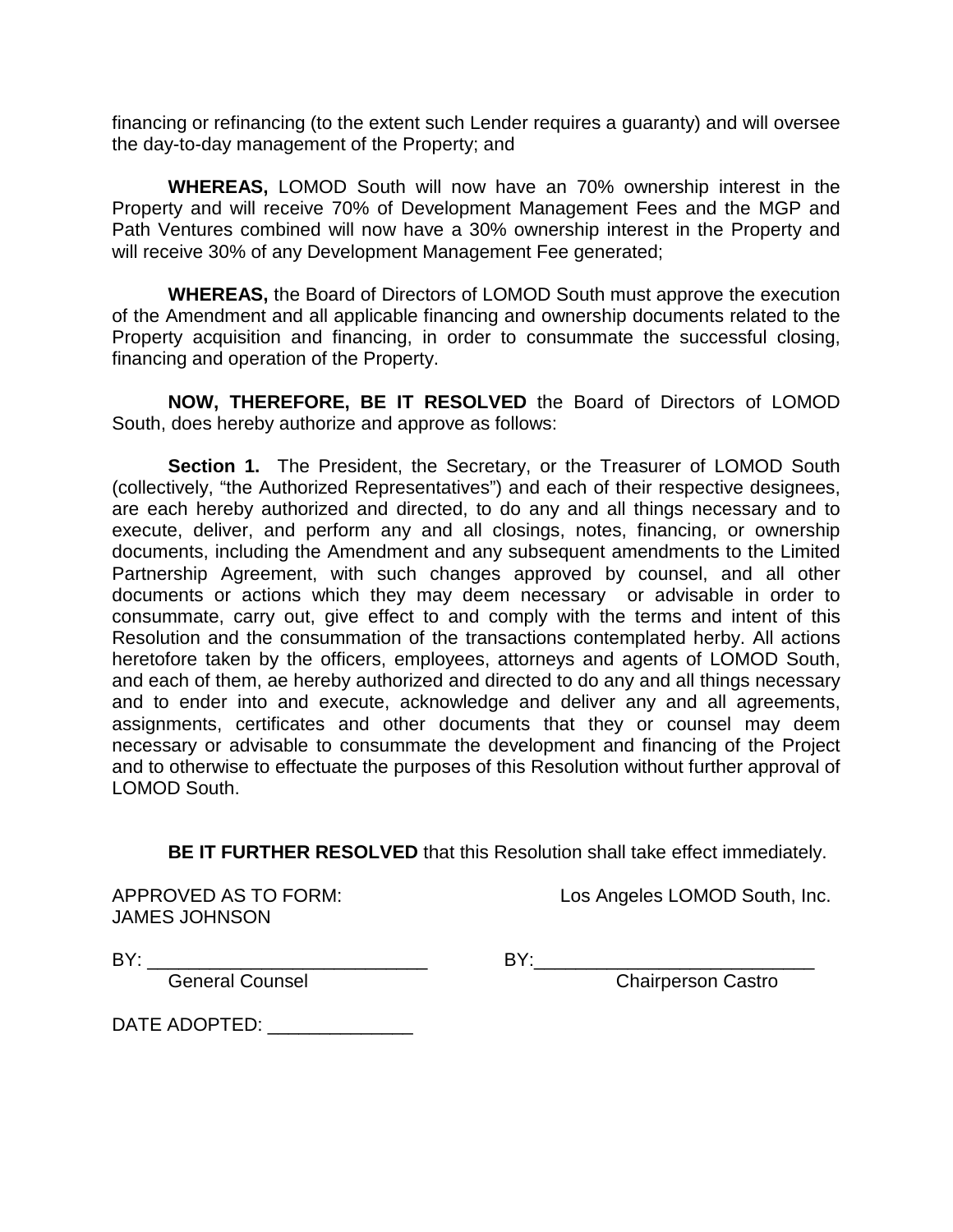financing or refinancing (to the extent such Lender requires a guaranty) and will oversee the day-to-day management of the Property; and

**WHEREAS,** LOMOD South will now have an 70% ownership interest in the Property and will receive 70% of Development Management Fees and the MGP and Path Ventures combined will now have a 30% ownership interest in the Property and will receive 30% of any Development Management Fee generated;

**WHEREAS,** the Board of Directors of LOMOD South must approve the execution of the Amendment and all applicable financing and ownership documents related to the Property acquisition and financing, in order to consummate the successful closing, financing and operation of the Property.

**NOW, THEREFORE, BE IT RESOLVED** the Board of Directors of LOMOD South, does hereby authorize and approve as follows:

**Section 1.** The President, the Secretary, or the Treasurer of LOMOD South (collectively, "the Authorized Representatives") and each of their respective designees, are each hereby authorized and directed, to do any and all things necessary and to execute, deliver, and perform any and all closings, notes, financing, or ownership documents, including the Amendment and any subsequent amendments to the Limited Partnership Agreement, with such changes approved by counsel, and all other documents or actions which they may deem necessary or advisable in order to consummate, carry out, give effect to and comply with the terms and intent of this Resolution and the consummation of the transactions contemplated herby. All actions heretofore taken by the officers, employees, attorneys and agents of LOMOD South, and each of them, ae hereby authorized and directed to do any and all things necessary and to ender into and execute, acknowledge and deliver any and all agreements, assignments, certificates and other documents that they or counsel may deem necessary or advisable to consummate the development and financing of the Project and to otherwise to effectuate the purposes of this Resolution without further approval of LOMOD South.

**BE IT FURTHER RESOLVED** that this Resolution shall take effect immediately.

APPROVED AS TO FORM:
JAMES JOHNSON

BY: ___________________________
General Counsel

Los Angeles LOMOD South, Inc.

BY:___________________________
Chairperson Castro

DATE ADOPTED: ______________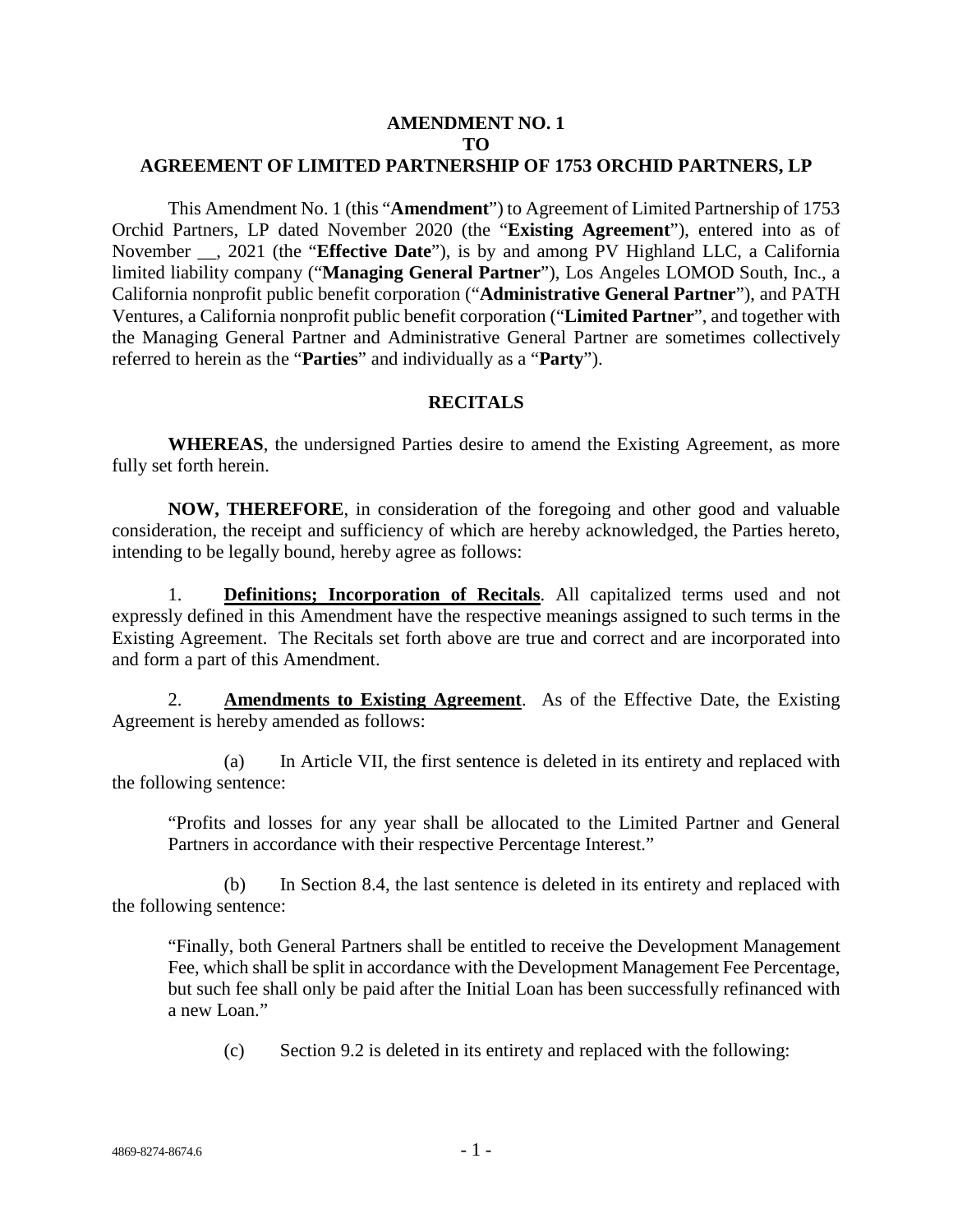**AMENDMENT NO. 1**
**TO**
**AGREEMENT OF LIMITED PARTNERSHIP OF 1753 ORCHID PARTNERS, LP**

This Amendment No. 1 (this "**Amendment**") to Agreement of Limited Partnership of 1753 Orchid Partners, LP dated November 2020 (the "**Existing Agreement**"), entered into as of November __, 2021 (the "**Effective Date**"), is by and among PV Highland LLC, a California limited liability company ("**Managing General Partner**"), Los Angeles LOMOD South, Inc., a California nonprofit public benefit corporation ("**Administrative General Partner**"), and PATH Ventures, a California nonprofit public benefit corporation ("**Limited Partner**", and together with the Managing General Partner and Administrative General Partner are sometimes collectively referred to herein as the "**Parties**" and individually as a "**Party**").

## RECITALS

**WHEREAS**, the undersigned Parties desire to amend the Existing Agreement, as more fully set forth herein.

**NOW, THEREFORE**, in consideration of the foregoing and other good and valuable consideration, the receipt and sufficiency of which are hereby acknowledged, the Parties hereto, intending to be legally bound, hereby agree as follows:

1. **Definitions; Incorporation of Recitals**. All capitalized terms used and not expressly defined in this Amendment have the respective meanings assigned to such terms in the Existing Agreement. The Recitals set forth above are true and correct and are incorporated into and form a part of this Amendment.

2. **Amendments to Existing Agreement**. As of the Effective Date, the Existing Agreement is hereby amended as follows:

(a) In Article VII, the first sentence is deleted in its entirety and replaced with the following sentence:

"Profits and losses for any year shall be allocated to the Limited Partner and General Partners in accordance with their respective Percentage Interest."

(b) In Section 8.4, the last sentence is deleted in its entirety and replaced with the following sentence:

"Finally, both General Partners shall be entitled to receive the Development Management Fee, which shall be split in accordance with the Development Management Fee Percentage, but such fee shall only be paid after the Initial Loan has been successfully refinanced with a new Loan."

(c) Section 9.2 is deleted in its entirety and replaced with the following: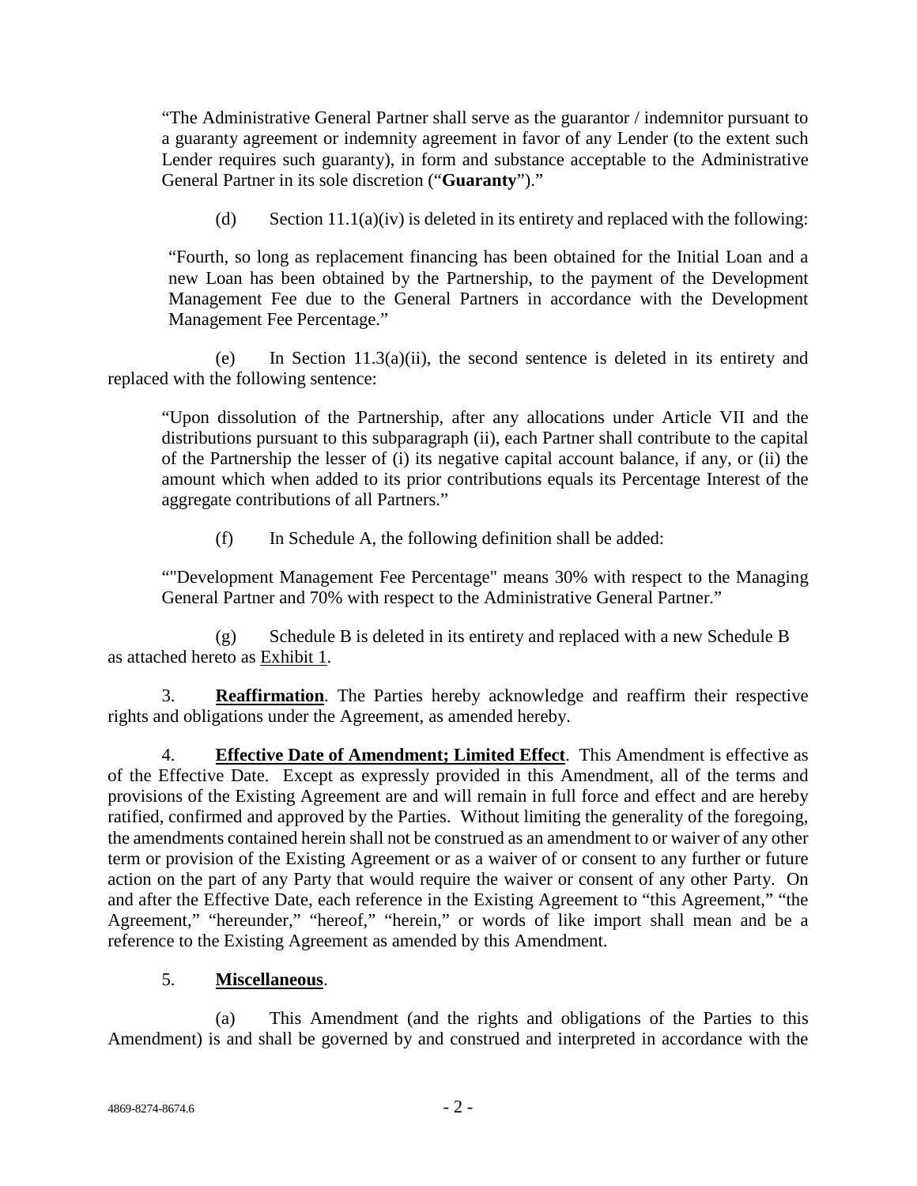"The Administrative General Partner shall serve as the guarantor / indemnitor pursuant to a guaranty agreement or indemnity agreement in favor of any Lender (to the extent such Lender requires such guaranty), in form and substance acceptable to the Administrative General Partner in its sole discretion ("**Guaranty**")."

(d) Section 11.1(a)(iv) is deleted in its entirety and replaced with the following:

"Fourth, so long as replacement financing has been obtained for the Initial Loan and a new Loan has been obtained by the Partnership, to the payment of the Development Management Fee due to the General Partners in accordance with the Development Management Fee Percentage."

(e) In Section 11.3(a)(ii), the second sentence is deleted in its entirety and replaced with the following sentence:

"Upon dissolution of the Partnership, after any allocations under Article VII and the distributions pursuant to this subparagraph (ii), each Partner shall contribute to the capital of the Partnership the lesser of (i) its negative capital account balance, if any, or (ii) the amount which when added to its prior contributions equals its Percentage Interest of the aggregate contributions of all Partners."

(f) In Schedule A, the following definition shall be added:

""Development Management Fee Percentage" means 30% with respect to the Managing General Partner and 70% with respect to the Administrative General Partner."

(g) Schedule B is deleted in its entirety and replaced with a new Schedule B as attached hereto as <u>Exhibit 1</u>.

3. **<u>Reaffirmation</u>**. The Parties hereby acknowledge and reaffirm their respective rights and obligations under the Agreement, as amended hereby.

4. **<u>Effective Date of Amendment; Limited Effect</u>**. This Amendment is effective as of the Effective Date. Except as expressly provided in this Amendment, all of the terms and provisions of the Existing Agreement are and will remain in full force and effect and are hereby ratified, confirmed and approved by the Parties. Without limiting the generality of the foregoing, the amendments contained herein shall not be construed as an amendment to or waiver of any other term or provision of the Existing Agreement or as a waiver of or consent to any further or future action on the part of any Party that would require the waiver or consent of any other Party. On and after the Effective Date, each reference in the Existing Agreement to "this Agreement," "the Agreement," "hereunder," "hereof," "herein," or words of like import shall mean and be a reference to the Existing Agreement as amended by this Amendment.

5. **<u>Miscellaneous</u>**.

(a) This Amendment (and the rights and obligations of the Parties to this Amendment) is and shall be governed by and construed and interpreted in accordance with the

4869-8274-8674.6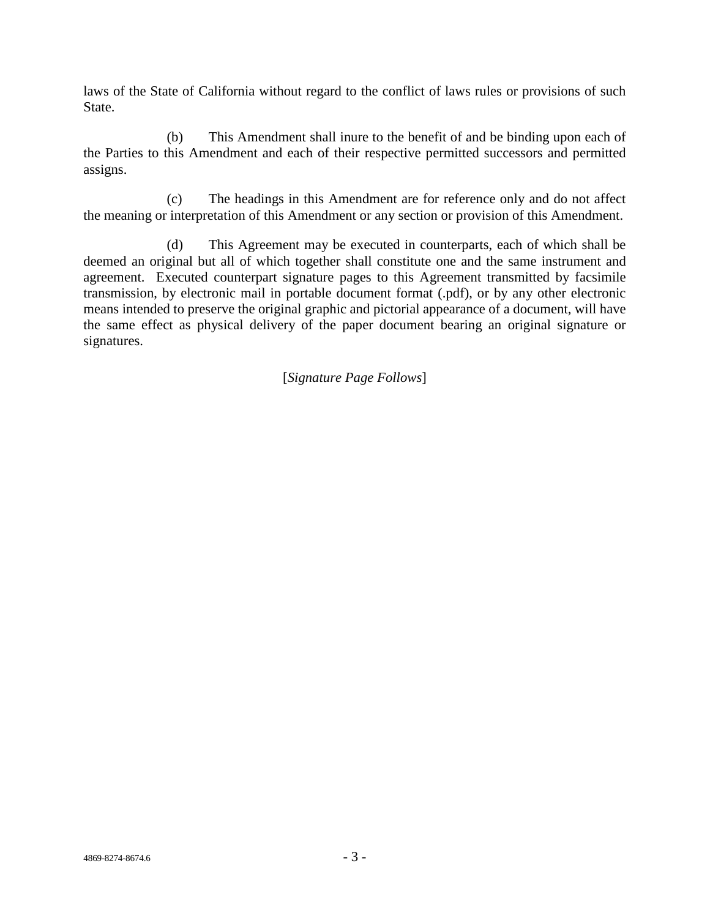laws of the State of California without regard to the conflict of laws rules or provisions of such State.

(b) This Amendment shall inure to the benefit of and be binding upon each of the Parties to this Amendment and each of their respective permitted successors and permitted assigns.

(c) The headings in this Amendment are for reference only and do not affect the meaning or interpretation of this Amendment or any section or provision of this Amendment.

(d) This Agreement may be executed in counterparts, each of which shall be deemed an original but all of which together shall constitute one and the same instrument and agreement. Executed counterpart signature pages to this Agreement transmitted by facsimile transmission, by electronic mail in portable document format (.pdf), or by any other electronic means intended to preserve the original graphic and pictorial appearance of a document, will have the same effect as physical delivery of the paper document bearing an original signature or signatures.

[*Signature Page Follows*]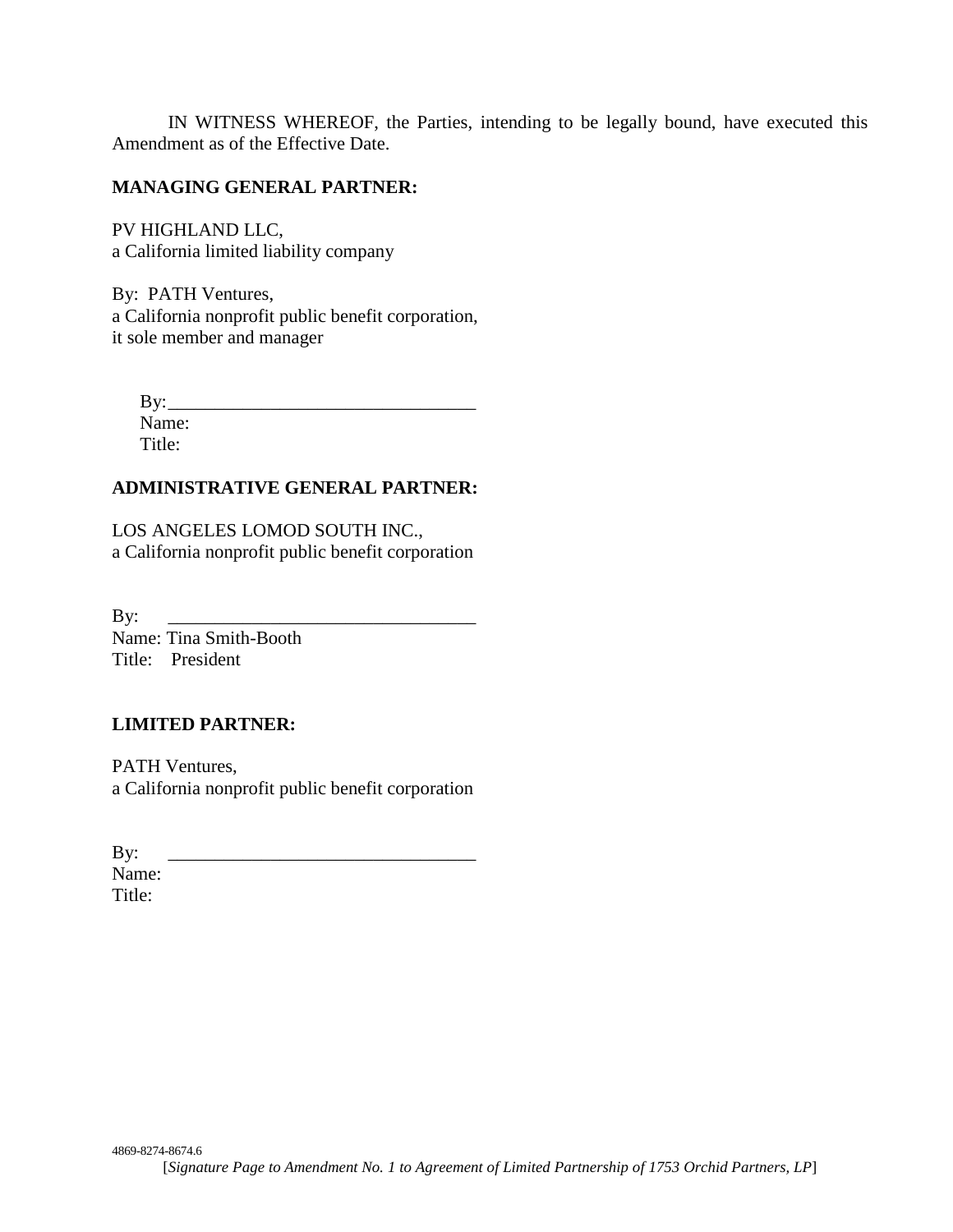IN WITNESS WHEREOF, the Parties, intending to be legally bound, have executed this Amendment as of the Effective Date.

**MANAGING GENERAL PARTNER:**

PV HIGHLAND LLC,
a California limited liability company

By: PATH Ventures,
a California nonprofit public benefit corporation,
it sole member and manager

By:_________________________________
Name:
Title:

**ADMINISTRATIVE GENERAL PARTNER:**

LOS ANGELES LOMOD SOUTH INC.,
a California nonprofit public benefit corporation

By: _________________________________
Name: Tina Smith-Booth
Title: President

**LIMITED PARTNER:**

PATH Ventures,
a California nonprofit public benefit corporation

By: _________________________________
Name:
Title:

4869-8274-8674.6

[*Signature Page to Amendment No. 1 to Agreement of Limited Partnership of 1753 Orchid Partners, LP*]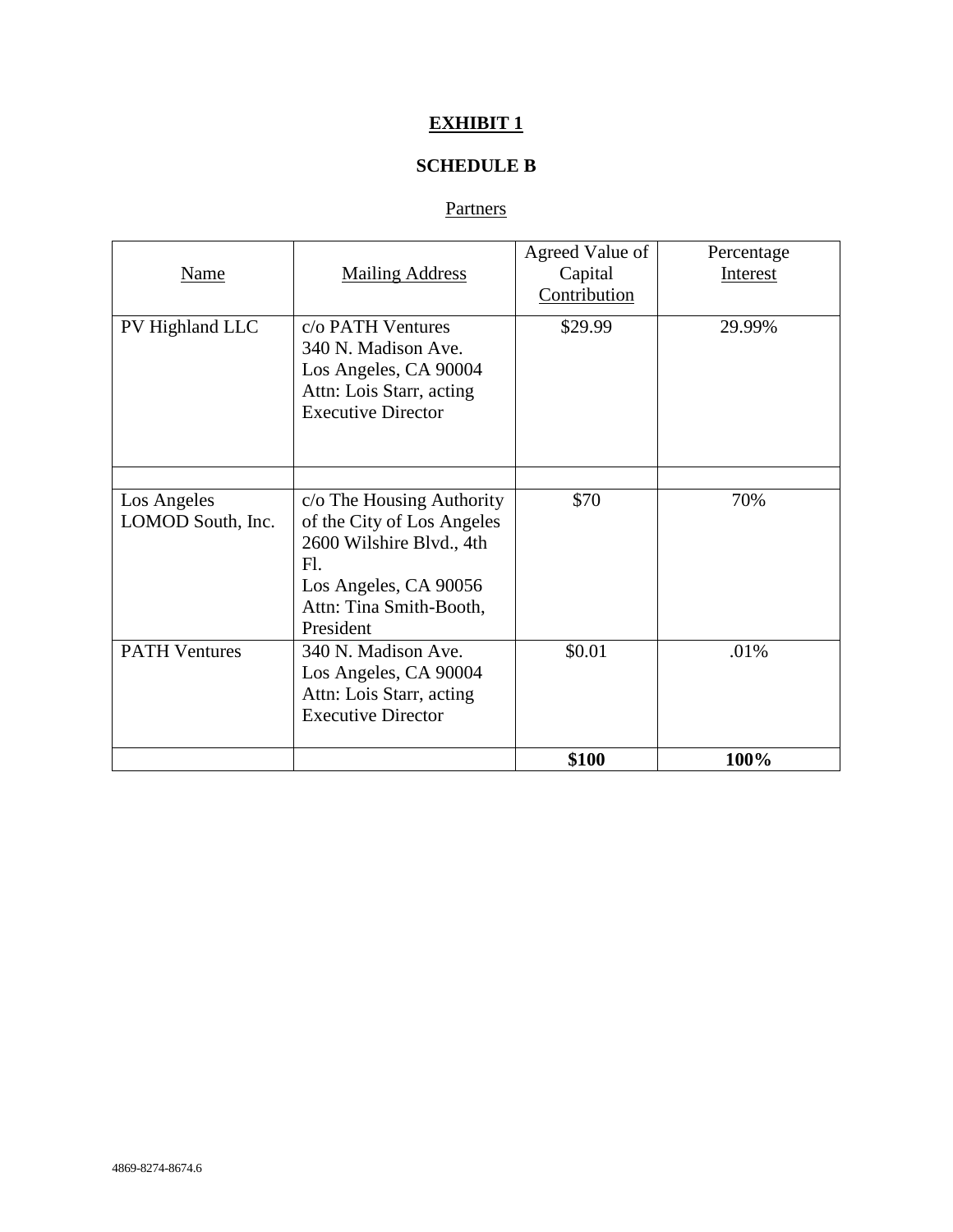# EXHIBIT 1

## SCHEDULE B

Partners

| Name | Mailing Address | Agreed Value of Capital Contribution | Percentage Interest |
|---|---|---|---|
| PV Highland LLC | c/o PATH Ventures<br>340 N. Madison Ave.<br>Los Angeles, CA 90004<br>Attn: Lois Starr, acting Executive Director | $29.99 | 29.99% |
| | | | |
| Los Angeles LOMOD South, Inc. | c/o The Housing Authority of the City of Los Angeles<br>2600 Wilshire Blvd., 4th Fl.<br>Los Angeles, CA 90056<br>Attn: Tina Smith-Booth, President | $70 | 70% |
| PATH Ventures | 340 N. Madison Ave.<br>Los Angeles, CA 90004<br>Attn: Lois Starr, acting Executive Director | $0.01 | .01% |
| | | **$100** | **100%** |

4869-8274-8674.6